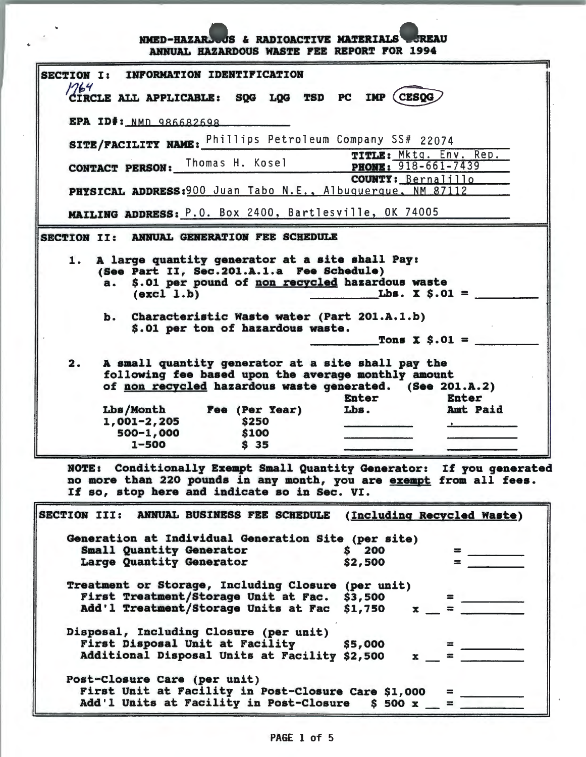# NMED-HAZARDOUS & RADIOACTIVE MATERIALS BUREAU
## ANNUAL HAZARDOUS WASTE FEE REPORT FOR 1994

### SECTION I: INFORMATION IDENTIFICATION

1764

**CIRCLE ALL APPLICABLE:** SQG LQG TSD PC IMP (CESQG) *(circled)*

**EPA ID#:** NMD 986682698

**SITE/FACILITY NAME:** Phillips Petroleum Company SS# 22074

**CONTACT PERSON:** Thomas H. Kosel

**TITLE:** Mktg. Env. Rep.

**PHONE:** 918-661-7439

**COUNTY:** Bernalillo

**PHYSICAL ADDRESS:** 900 Juan Tabo N.E., Albuquerque, NM 87112

**MAILING ADDRESS:** P.O. Box 2400, Bartlesville, OK 74005

### SECTION II: ANNUAL GENERATION FEE SCHEDULE

1. A large quantity generator at a site shall Pay:
   (See Part II, Sec.201.A.1.a Fee Schedule)
   a. $.01 per pound of non recycled hazardous waste (excl 1.b) ________ Lbs. X $.01 = ________
   b. Characteristic Waste water (Part 201.A.1.b) $.01 per ton of hazardous waste. ________ Tons X $.01 = ________

2. A small quantity generator at a site shall pay the following fee based upon the average monthly amount of non recycled hazardous waste generated. (See 201.A.2)

| Lbs/Month | Fee (Per Year) | Enter Lbs. | Enter Amt Paid |
|---|---|---|---|
| 1,001-2,205 | $250 | | |
| 500-1,000 | $100 | | |
| 1-500 | $ 35 | | |

**NOTE: Conditionally Exempt Small Quantity Generator: If you generated no more than 220 pounds in any month, you are exempt from all fees. If so, stop here and indicate so in Sec. VI.**

### SECTION III: ANNUAL BUSINESS FEE SCHEDULE (Including Recycled Waste)

**Generation at Individual Generation Site (per site)**

| | | |
|---|---|---|
| Small Quantity Generator | $ 200 | = ________ |
| Large Quantity Generator | $2,500 | = ________ |

**Treatment or Storage, Including Closure (per unit)**

| | | |
|---|---|---|
| First Treatment/Storage Unit at Fac. | $3,500 | = ________ |
| Add'l Treatment/Storage Units at Fac | $1,750 | x __ = ________ |

**Disposal, Including Closure (per unit)**

| | | |
|---|---|---|
| First Disposal Unit at Facility | $5,000 | = ________ |
| Additional Disposal Units at Facility | $2,500 | x __ = ________ |

**Post-Closure Care (per unit)**

| | | |
|---|---|---|
| First Unit at Facility in Post-Closure Care | $1,000 | = ________ |
| Add'l Units at Facility in Post-Closure | $ 500 | x __ = ________ |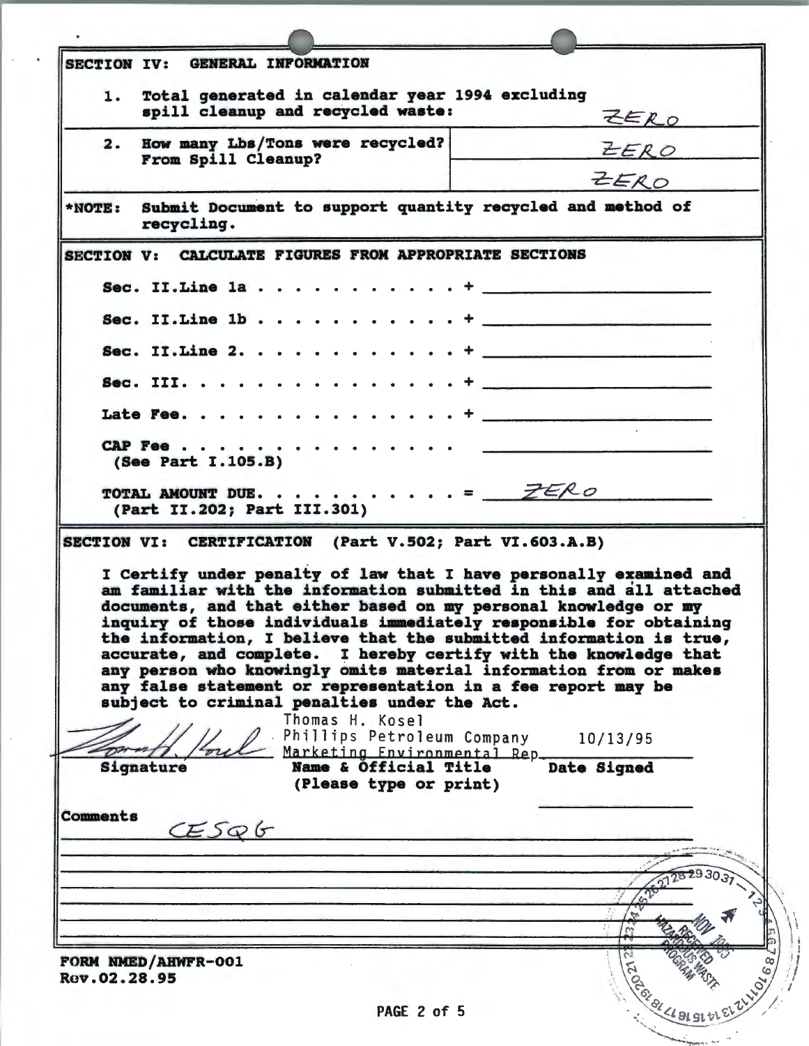## SECTION IV: GENERAL INFORMATION

| | |
|---|---|
| 1. Total generated in calendar year 1994 excluding spill cleanup and recycled waste: | ZERO |
| 2. How many Lbs/Tons were recycled? | ZERO |
| From Spill Cleanup? | ZERO |

*NOTE: Submit Document to support quantity recycled and method of recycling.

## SECTION V: CALCULATE FIGURES FROM APPROPRIATE SECTIONS

| | |
|---|---|
| Sec. II.Line 1a . . . . . . . . . . . . + | |
| Sec. II.Line 1b . . . . . . . . . . . . + | |
| Sec. II.Line 2. . . . . . . . . . . . . + | |
| Sec. III. . . . . . . . . . . . . . . . + | |
| Late Fee. . . . . . . . . . . . . . . . + | |
| CAP Fee . . . . . . . . . . . . . . . (See Part I.105.B) | |
| TOTAL AMOUNT DUE. . . . . . . . . . . . = (Part II.202; Part III.301) | ZERO |

## SECTION VI: CERTIFICATION (Part V.502; Part VI.603.A.B)

I Certify under penalty of law that I have personally examined and am familiar with the information submitted in this and all attached documents, and that either based on my personal knowledge or my inquiry of those individuals immediately responsible for obtaining the information, I believe that the submitted information is true, accurate, and complete. I hereby certify with the knowledge that any person who knowingly omits material information from or makes any false statement or representation in a fee report may be subject to criminal penalties under the Act.

| Signature | Name & Official Title (Please type or print) | Date Signed |
|---|---|---|
| [signature] | Thomas H. Kosel<br>Phillips Petroleum Company<br>Marketing Environmental Rep. | 10/13/95 |

Comments CESQG

RECEIVED NOV 1995 HAZARDOUS WASTE PROGRAM

FORM NMED/AHWFR-001
Rev.02.28.95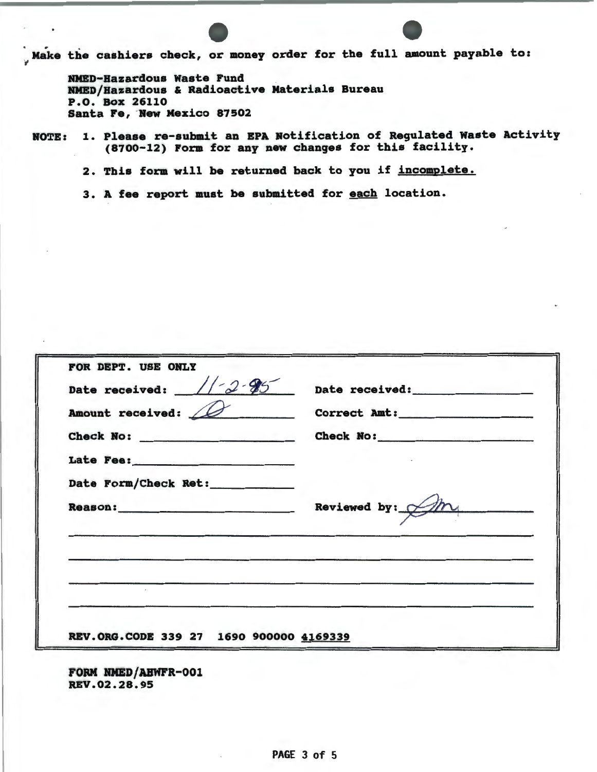Make the cashiers check, or money order for the full amount payable to:

**NMED-Hazardous Waste Fund**
**NMED/Hazardous & Radioactive Materials Bureau**
**P.O. Box 26110**
**Santa Fe, New Mexico 87502**

**NOTE:**

1. Please re-submit an EPA Notification of Regulated Waste Activity (8700-12) Form for any new changes for this facility.
2. This form will be returned back to you if <u>incomplete.</u>
3. A fee report must be submitted for <u>each</u> location.

| FOR DEPT. USE ONLY | |
|---|---|
| Date received: 11-2-95 | Date received: |
| Amount received: 0 | Correct Amt: |
| Check No: | Check No: |
| Late Fee: | |
| Date Form/Check Ret: | |
| Reason: | Reviewed by: Jm |
| REV.ORG.CODE 339 27 1690 900000 4169339 | |

FORM NMED/AHWFR-001
REV.02.28.95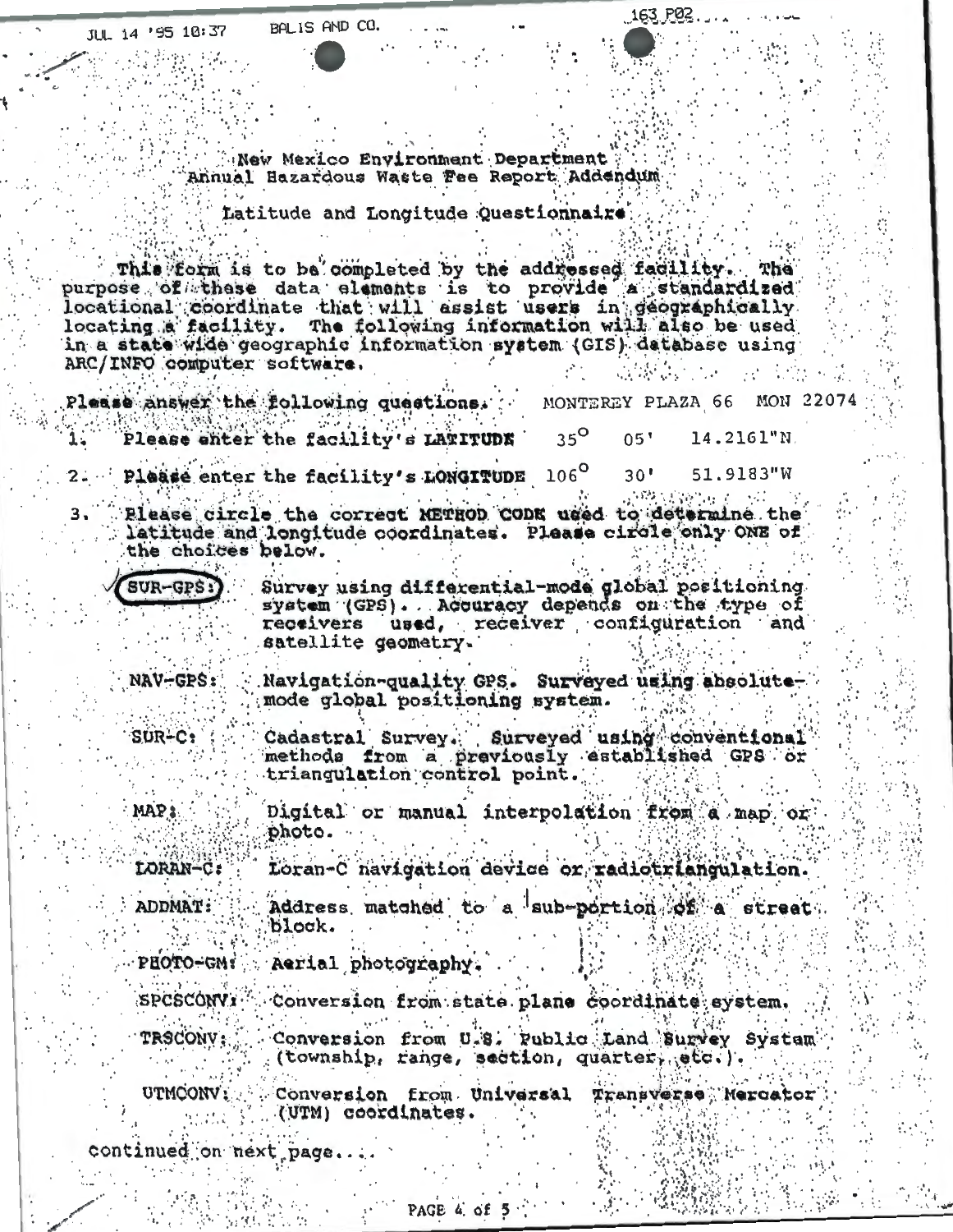New Mexico Environment Department
Annual Hazardous Waste Fee Report Addendum

Latitude and Longitude Questionnaire

This form is to be completed by the addressed facility. The purpose of these data elements is to provide a standardized locational coordinate that will assist users in geographically locating a facility. The following information will also be used in a state wide geographic information system (GIS) database using ARC/INFO computer software.

Please answer the following questions. MONTEREY PLAZA 66 MON 22074

1. Please enter the facility's **LATITUDE** $35^{o}$ 05' 14.2161"N
2. Please enter the facility's **LONGITUDE** $106^{o}$ 30' 51.9183"W
3. Please circle the correct **METHOD CODE** used to determine the latitude and longitude coordinates. Please circle only **ONE** of the choices below.

✓ (SUR-GPS:) (circled) Survey using differential-mode global positioning system (GPS). Accuracy depends on the type of receivers used, receiver configuration and satellite geometry.

NAV-GPS: Navigation-quality GPS. Surveyed using absolute-mode global positioning system.

SUR-C: Cadastral Survey. Surveyed using conventional methods from a previously established GPS or triangulation control point.

MAP: Digital or manual interpolation from a map or photo.

LORAN-C: Loran-C navigation device or radiotriangulation.

ADDMAT: Address matched to a sub-portion of a street block.

PHOTO-GM: Aerial photography.

SPCSCONV: Conversion from state plane coordinate system.

TRSCONV: Conversion from U.S. Public Land Survey System (township, range, section, quarter, etc.).

UTMCONV: Conversion from Universal Transverse Mercator (UTM) coordinates.

continued on next page....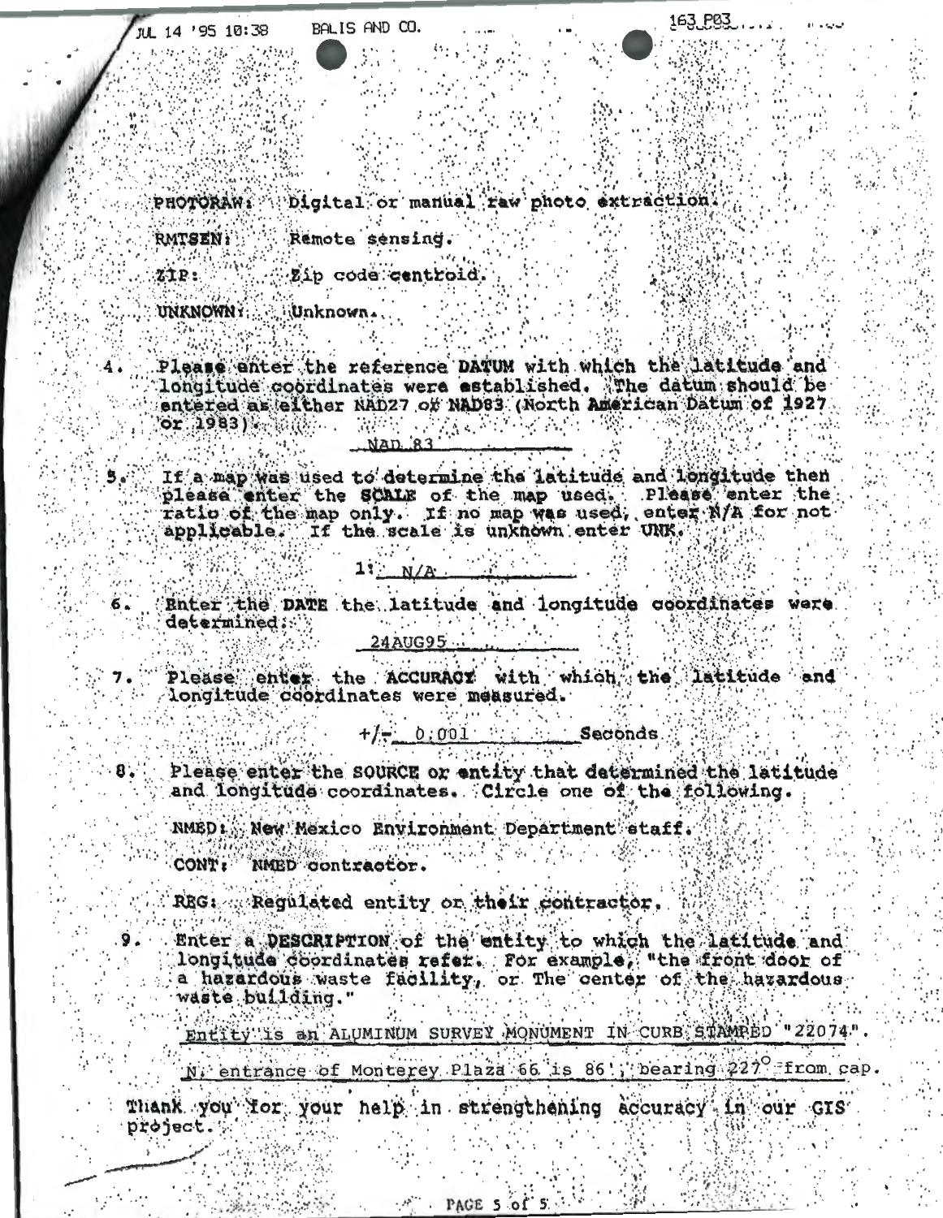**PHOTORAW:** Digital or manual raw photo extraction.

**RMTSEN:** Remote sensing.

**ZIP:** Zip code centroid.

**UNKNOWN:** Unknown.

4. Please enter the reference **DATUM** with which the latitude and longitude coordinates were established. The datum should be entered as either NAD27 or NAD83 (North American Datum of 1927 or 1983).

   NAD 83

5. If a map was used to determine the latitude and longitude then please enter the **SCALE** of the map used. Please enter the ratio of the map only. If no map was used, enter N/A for not applicable. If the scale is unknown enter UNK.

   1: N/A

6. Enter the **DATE** the latitude and longitude coordinates were determined:

   24AUG95

7. Please enter the **ACCURACY** with which the latitude and longitude coordinates were measured.

   +/- 0.001 Seconds

8. Please enter the **SOURCE** or entity that determined the latitude and longitude coordinates. Circle one of the following.

   **NMED:** New Mexico Environment Department staff.

   **CONT:** NMED contractor.

   **REG:** Regulated entity or their contractor.

9. Enter a **DESCRIPTION** of the entity to which the latitude and longitude coordinates refer. For example, "the front door of a hazardous waste facility, or The center of the hazardous waste building."

   Entity is an ALUMINUM SURVEY MONUMENT IN CURB STAMPED "22074".

   N. entrance of Monterey Plaza 66 is 86', bearing 227° from cap.

Thank you for your help in strengthening accuracy in our GIS project.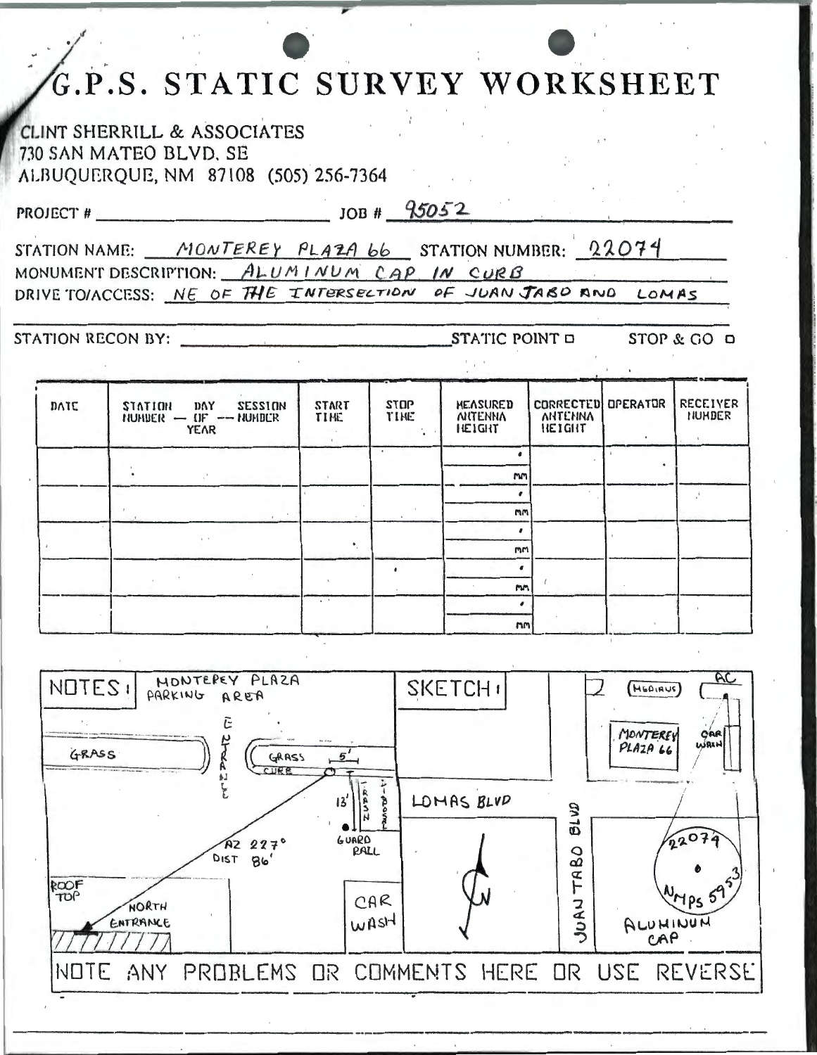# G.P.S. STATIC SURVEY WORKSHEET

CLINT SHERRILL & ASSOCIATES
730 SAN MATEO BLVD. SE
ALBUQUERQUE, NM 87108 (505) 256-7364

PROJECT # \_\_\_\_\_\_\_\_\_\_ JOB # 95052

STATION NAME: MONTEREY PLAZA 66 STATION NUMBER: 22074

MONUMENT DESCRIPTION: ALUMINUM CAP IN CURB

DRIVE TO/ACCESS: NE OF THE INTERSECTION OF JUAN TABO AND LOMAS

STATION RECON BY: \_\_\_\_\_\_\_\_\_\_ STATIC POINT ☐ STOP & GO ☐

| DATE | STATION NUMBER — DAY OF YEAR — SESSION NUMBER | START TIME | STOP TIME | MEASURED ANTENNA HEIGHT | CORRECTED ANTENNA HEIGHT | OPERATOR | RECEIVER NUMBER |
|---|---|---|---|---|---|---|---|
| | | | | ' / mm | | | |
| | | | | ' / mm | | | |
| | | | | ' / mm | | | |
| | | | | ' / mm | | | |
| | | | | ' / mm | | | |

NOTES: MONTEREY PLAZA PARKING AREA

GRASS
ENTRANCE
GRASS
CURB
5'
13'
DRAIN
I-BOOL
GUARD RALL
AZ 227°
DIST 86'
ROOF TOP
NORTH ENTRANCE
CAR WASH

SKETCH:

LOMAS BLVD
JUAN TABO BLVD
N
(MEDIRUS)
AC
MONTEREY PLAZA 66
CAR WASH
22074
NMPS 5953
ALUMINUM CAP

NOTE ANY PROBLEMS OR COMMENTS HERE OR USE REVERSE